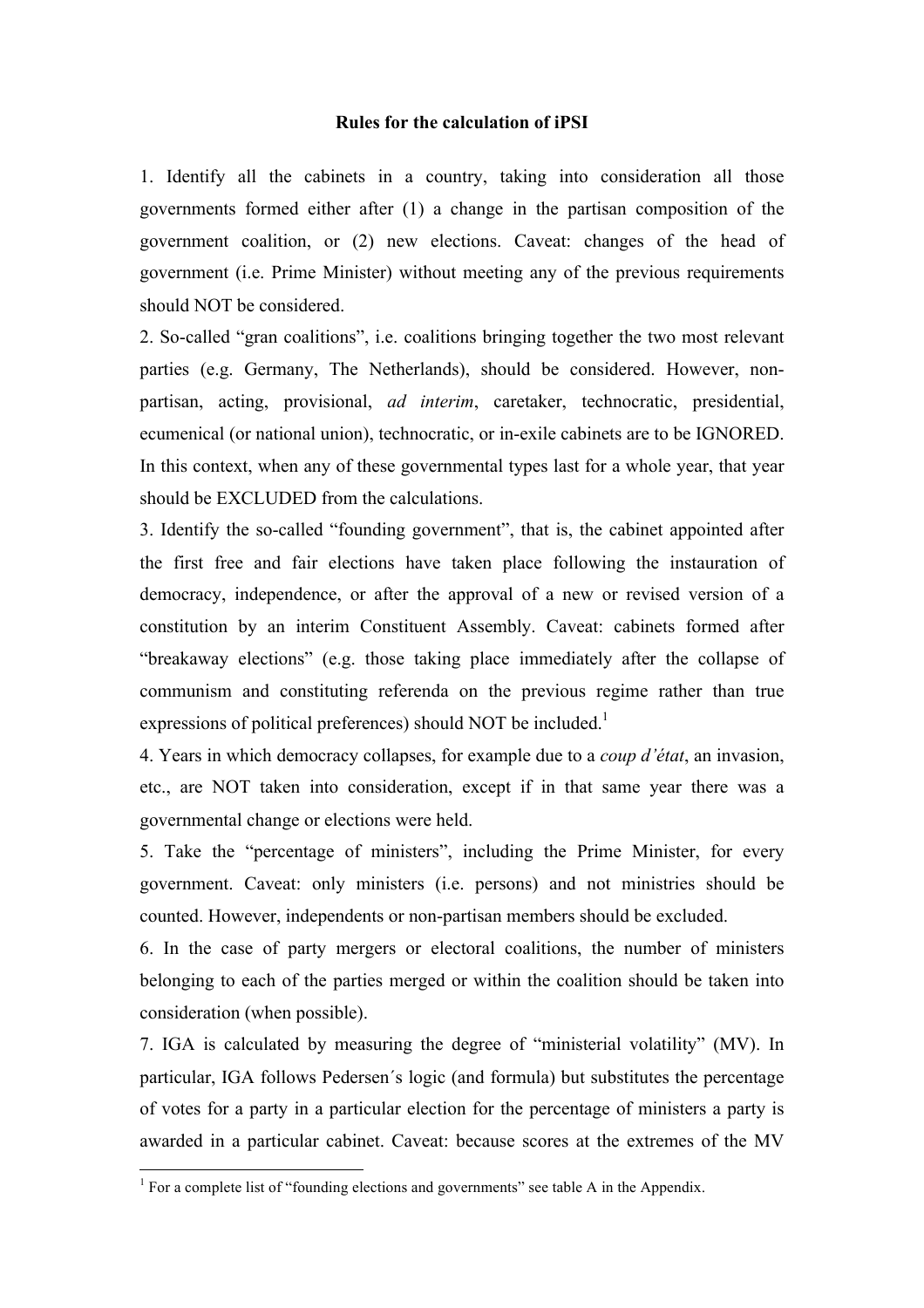**Rules for the calculation of iPSI**

1. Identify all the cabinets in a country, taking into consideration all those governments formed either after (1) a change in the partisan composition of the government coalition, or (2) new elections. Caveat: changes of the head of government (i.e. Prime Minister) without meeting any of the previous requirements should NOT be considered.

2. So-called "gran coalitions", i.e. coalitions bringing together the two most relevant parties (e.g. Germany, The Netherlands), should be considered. However, non-partisan, acting, provisional, *ad interim*, caretaker, technocratic, presidential, ecumenical (or national union), technocratic, or in-exile cabinets are to be IGNORED. In this context, when any of these governmental types last for a whole year, that year should be EXCLUDED from the calculations.

3. Identify the so-called "founding government", that is, the cabinet appointed after the first free and fair elections have taken place following the instauration of democracy, independence, or after the approval of a new or revised version of a constitution by an interim Constituent Assembly. Caveat: cabinets formed after "breakaway elections" (e.g. those taking place immediately after the collapse of communism and constituting referenda on the previous regime rather than true expressions of political preferences) should NOT be included.[1]

4. Years in which democracy collapses, for example due to a *coup d'état*, an invasion, etc., are NOT taken into consideration, except if in that same year there was a governmental change or elections were held.

5. Take the "percentage of ministers", including the Prime Minister, for every government. Caveat: only ministers (i.e. persons) and not ministries should be counted. However, independents or non-partisan members should be excluded.

6. In the case of party mergers or electoral coalitions, the number of ministers belonging to each of the parties merged or within the coalition should be taken into consideration (when possible).

7. IGA is calculated by measuring the degree of "ministerial volatility" (MV). In particular, IGA follows Pedersen´s logic (and formula) but substitutes the percentage of votes for a party in a particular election for the percentage of ministers a party is awarded in a particular cabinet. Caveat: because scores at the extremes of the MV

[1] For a complete list of "founding elections and governments" see table A in the Appendix.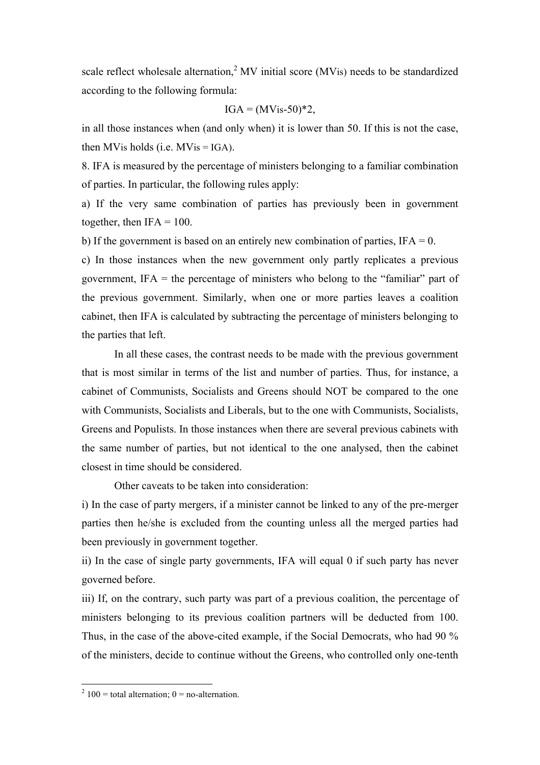scale reflect wholesale alternation,[2] MV initial score ($MV_{IS}$) needs to be standardized according to the following formula:

$$IGA = (MV_{IS}-50)*2,$$

in all those instances when (and only when) it is lower than 50. If this is not the case, then $MV_{IS}$ holds (i.e. $MV_{IS}$ = IGA).

8. IFA is measured by the percentage of ministers belonging to a familiar combination of parties. In particular, the following rules apply:

a) If the very same combination of parties has previously been in government together, then IFA = 100.

b) If the government is based on an entirely new combination of parties, IFA = 0.

c) In those instances when the new government only partly replicates a previous government, IFA = the percentage of ministers who belong to the "familiar" part of the previous government. Similarly, when one or more parties leaves a coalition cabinet, then IFA is calculated by subtracting the percentage of ministers belonging to the parties that left.

In all these cases, the contrast needs to be made with the previous government that is most similar in terms of the list and number of parties. Thus, for instance, a cabinet of Communists, Socialists and Greens should NOT be compared to the one with Communists, Socialists and Liberals, but to the one with Communists, Socialists, Greens and Populists. In those instances when there are several previous cabinets with the same number of parties, but not identical to the one analysed, then the cabinet closest in time should be considered.

Other caveats to be taken into consideration:

i) In the case of party mergers, if a minister cannot be linked to any of the pre-merger parties then he/she is excluded from the counting unless all the merged parties had been previously in government together.

ii) In the case of single party governments, IFA will equal 0 if such party has never governed before.

iii) If, on the contrary, such party was part of a previous coalition, the percentage of ministers belonging to its previous coalition partners will be deducted from 100. Thus, in the case of the above-cited example, if the Social Democrats, who had 90 % of the ministers, decide to continue without the Greens, who controlled only one-tenth

[2] 100 = total alternation; 0 = no-alternation.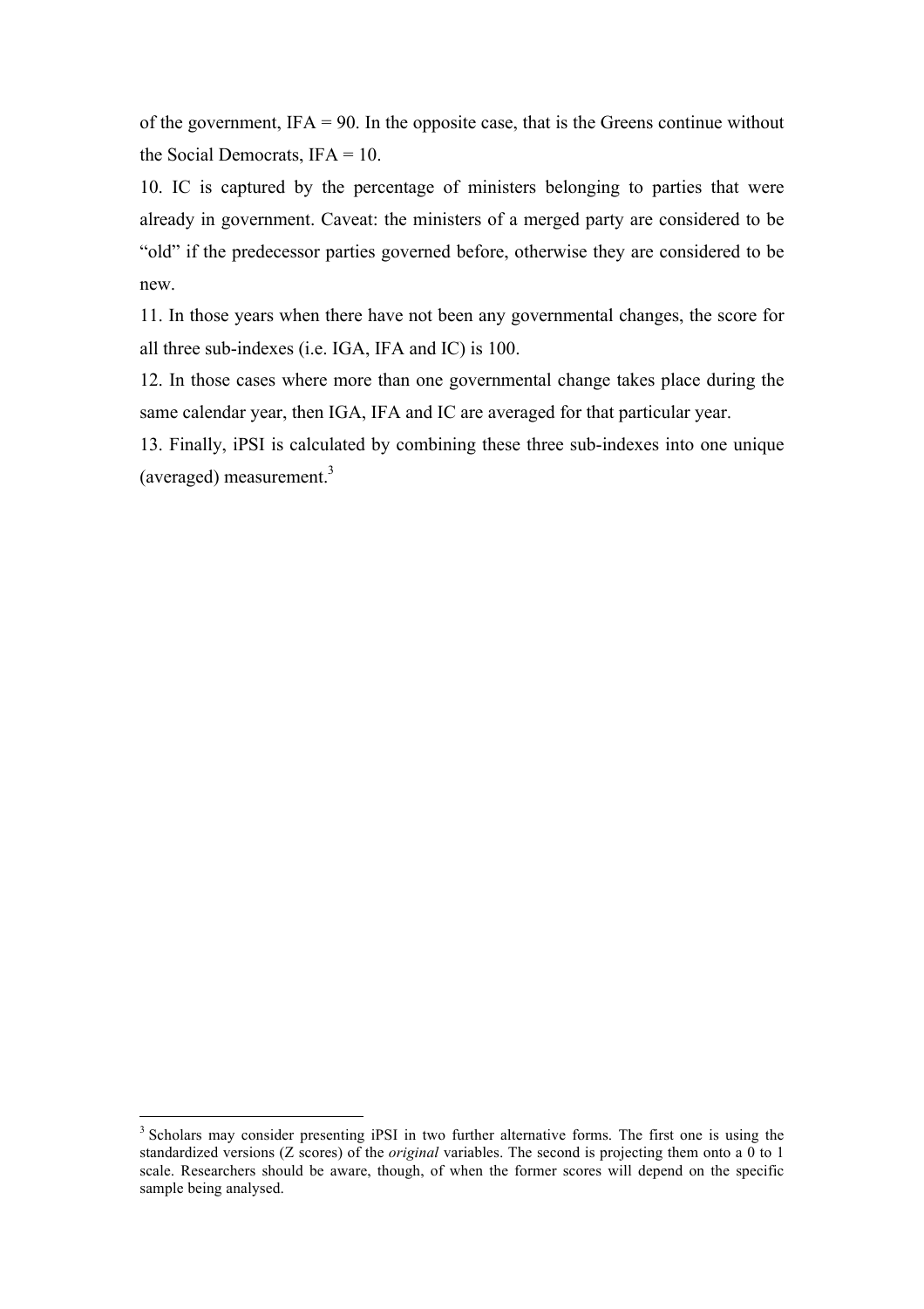of the government, IFA = 90. In the opposite case, that is the Greens continue without the Social Democrats, IFA = 10.

10. IC is captured by the percentage of ministers belonging to parties that were already in government. Caveat: the ministers of a merged party are considered to be "old" if the predecessor parties governed before, otherwise they are considered to be new.

11. In those years when there have not been any governmental changes, the score for all three sub-indexes (i.e. IGA, IFA and IC) is 100.

12. In those cases where more than one governmental change takes place during the same calendar year, then IGA, IFA and IC are averaged for that particular year.

13. Finally, iPSI is calculated by combining these three sub-indexes into one unique (averaged) measurement.[3]

[3] Scholars may consider presenting iPSI in two further alternative forms. The first one is using the standardized versions (Z scores) of the *original* variables. The second is projecting them onto a 0 to 1 scale. Researchers should be aware, though, of when the former scores will depend on the specific sample being analysed.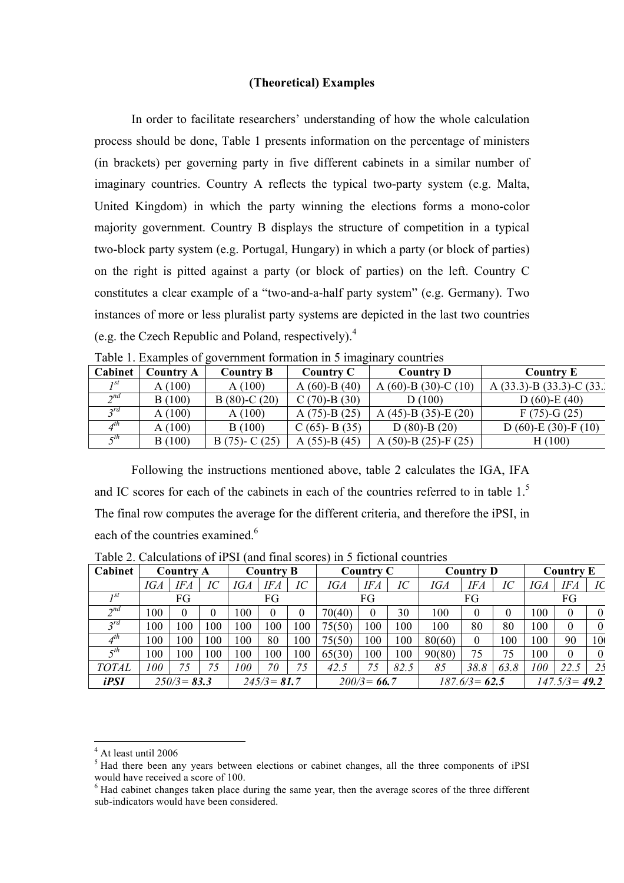**(Theoretical) Examples**

In order to facilitate researchers' understanding of how the whole calculation process should be done, Table 1 presents information on the percentage of ministers (in brackets) per governing party in five different cabinets in a similar number of imaginary countries. Country A reflects the typical two-party system (e.g. Malta, United Kingdom) in which the party winning the elections forms a mono-color majority government. Country B displays the structure of competition in a typical two-block party system (e.g. Portugal, Hungary) in which a party (or block of parties) on the right is pitted against a party (or block of parties) on the left. Country C constitutes a clear example of a "two-and-a-half party system" (e.g. Germany). Two instances of more or less pluralist party systems are depicted in the last two countries (e.g. the Czech Republic and Poland, respectively).[4]

Table 1. Examples of government formation in 5 imaginary countries

| Cabinet | Country A | Country B | Country C | Country D | Country E |
|---|---|---|---|---|---|
| 1st | A (100) | A (100) | A (60)-B (40) | A (60)-B (30)-C (10) | A (33.3)-B (33.3)-C (33.3) |
| 2nd | B (100) | B (80)-C (20) | C (70)-B (30) | D (100) | D (60)-E (40) |
| 3rd | A (100) | A (100) | A (75)-B (25) | A (45)-B (35)-E (20) | F (75)-G (25) |
| 4th | A (100) | B (100) | C (65)- B (35) | D (80)-B (20) | D 60)-E (30)-F (10) |
| 5th | B (100) | B (75)- C (25) | A (55)-B (45) | A (50)-B (25)-F (25) | H (100) |

Following the instructions mentioned above, table 2 calculates the IGA, IFA and IC scores for each of the cabinets in each of the countries referred to in table 1.[5] The final row computes the average for the different criteria, and therefore the iPSI, in each of the countries examined.[6]

Table 2. Calculations of iPSI (and final scores) in 5 fictional countries

| Cabinet | Country A | | | Country B | | | Country C | | | Country D | | | Country E | | |
|---|---|---|---|---|---|---|---|---|---|---|---|---|---|---|---|
| | *IGA* | *IFA* | *IC* | *IGA* | *IFA* | *IC* | *IGA* | *IFA* | *IC* | *IGA* | *IFA* | *IC* | *IGA* | *IFA* | *IC* |
| *1st* | FG | | | FG | | | FG | | | FG | | | FG | | |
| *2nd* | 100 | 0 | 0 | 100 | 0 | 0 | 70(40) | 0 | 30 | 100 | 0 | 0 | 100 | 0 | 0 |
| *3rd* | 100 | 100 | 100 | 100 | 100 | 100 | 75(50) | 100 | 100 | 100 | 80 | 80 | 100 | 0 | 0 |
| *4th* | 100 | 100 | 100 | 100 | 80 | 100 | 75(50) | 100 | 100 | 80(60) | 0 | 100 | 100 | 90 | 100 |
| *5th* | 100 | 100 | 100 | 100 | 100 | 100 | 65(30) | 100 | 100 | 90(80) | 75 | 75 | 100 | 0 | 0 |
| *TOTAL* | *100* | *75* | *75* | *100* | *70* | *75* | *42.5* | *75* | *82.5* | *85* | *38.8* | *63.8* | *100* | *22.5* | *25* |
| ***iPSI*** | *250/3=* ***83.3*** | | | *245/3=* ***81.7*** | | | *200/3=* ***66.7*** | | | *187.6/3=* ***62.5*** | | | *147.5/3=* ***49.2*** | | |

---

[4] At least until 2006

[5] Had there been any years between elections or cabinet changes, all the three components of iPSI would have received a score of 100.

[6] Had cabinet changes taken place during the same year, then the average scores of the three different sub-indicators would have been considered.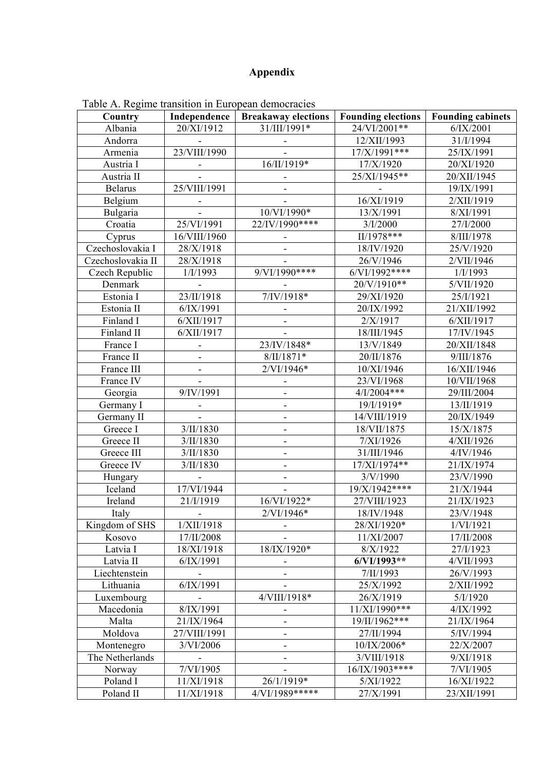# Appendix

Table A. Regime transition in European democracies

| Country | Independence | Breakaway elections | Founding elections | Founding cabinets |
|---|---|---|---|---|
| Albania | 20/XI/1912 | 31/III/1991* | 24/VI/2001** | 6/IX/2001 |
| Andorra | - | - | 12/XII/1993 | 31/I/1994 |
| Armenia | 23/VIII/1990 | - | 17/X/1991*** | 25/IX/1991 |
| Austria I | - | 16/II/1919* | 17/X/1920 | 20/XI/1920 |
| Austria II | - | - | 25/XI/1945** | 20/XII/1945 |
| Belarus | 25/VIII/1991 | - | - | 19/IX/1991 |
| Belgium | - | - | 16/XI/1919 | 2/XII/1919 |
| Bulgaria | - | 10/VI/1990* | 13/X/1991 | 8/XI/1991 |
| Croatia | 25/VI/1991 | 22/IV/1990**** | 3/I/2000 | 27/I/2000 |
| Cyprus | 16/VIII/1960 | - | II/1978*** | 8/III/1978 |
| Czechoslovakia I | 28/X/1918 | - | 18/IV/1920 | 25/V/1920 |
| Czechoslovakia II | 28/X/1918 | - | 26/V/1946 | 2/VII/1946 |
| Czech Republic | 1/I/1993 | 9/VI/1990**** | 6/VI/1992**** | 1/I/1993 |
| Denmark | - | - | 20/V/1910** | 5/VII/1920 |
| Estonia I | 23/II/1918 | 7/IV/1918* | 29/XI/1920 | 25/I/1921 |
| Estonia II | 6/IX/1991 | - | 20/IX/1992 | 21/XII/1992 |
| Finland I | 6/XII/1917 | - | 2/X/1917 | 6/XII/1917 |
| Finland II | 6/XII/1917 | - | 18/III/1945 | 17/IV/1945 |
| France I | - | 23/IV/1848* | 13/V/1849 | 20/XII/1848 |
| France II | - | 8/II/1871* | 20/II/1876 | 9/III/1876 |
| France III | - | 2/VI/1946* | 10/XI/1946 | 16/XII/1946 |
| France IV | - | - | 23/VI/1968 | 10/VII/1968 |
| Georgia | 9/IV/1991 | - | 4/I/2004*** | 29/III/2004 |
| Germany I | - | - | 19/I/1919* | 13/II/1919 |
| Germany II | - | - | 14/VIII/1919 | 20/IX/1949 |
| Greece I | 3/II/1830 | - | 18/VII/1875 | 15/X/1875 |
| Greece II | 3/II/1830 | - | 7/XI/1926 | 4/XII/1926 |
| Greece III | 3/II/1830 | - | 31/III/1946 | 4/IV/1946 |
| Greece IV | 3/II/1830 | - | 17/XI/1974** | 21/IX/1974 |
| Hungary | - | - | 3/V/1990 | 23/V/1990 |
| Iceland | 17/VI/1944 | - | 19/X/1942**** | 21/X/1944 |
| Ireland | 21/I/1919 | 16/VI/1922* | 27/VIII/1923 | 21/IX/1923 |
| Italy | - | 2/VI/1946* | 18/IV/1948 | 23/V/1948 |
| Kingdom of SHS | 1/XII/1918 | - | 28/XI/1920* | 1/VI/1921 |
| Kosovo | 17/II/2008 | - | 11/XI/2007 | 17/II/2008 |
| Latvia I | 18/XI/1918 | 18/IX/1920* | 8/X/1922 | 27/I/1923 |
| Latvia II | 6/IX/1991 | - | **6/VI/1993**** | 4/VII/1993 |
| Liechtenstein | - | - | 7/II/1993 | 26/V/1993 |
| Lithuania | 6/IX/1991 | - | 25/X/1992 | 2/XII/1992 |
| Luxembourg | - | 4/VIII/1918* | 26/X/1919 | 5/I/1920 |
| Macedonia | 8/IX/1991 | - | 11/XI/1990*** | 4/IX/1992 |
| Malta | 21/IX/1964 | - | 19/II/1962*** | 21/IX/1964 |
| Moldova | 27/VIII/1991 | - | 27/II/1994 | 5/IV/1994 |
| Montenegro | 3/VI/2006 | - | 10/IX/2006* | 22/X/2007 |
| The Netherlands | - | - | 3/VIII/1918 | 9/XI/1918 |
| Norway | 7/VI/1905 | - | 16/IX/1903**** | 7/VI/1905 |
| Poland I | 11/XI/1918 | 26/1/1919* | 5/XI/1922 | 16/XI/1922 |
| Poland II | 11/XI/1918 | 4/VI/1989***** | 27/X/1991 | 23/XII/1991 |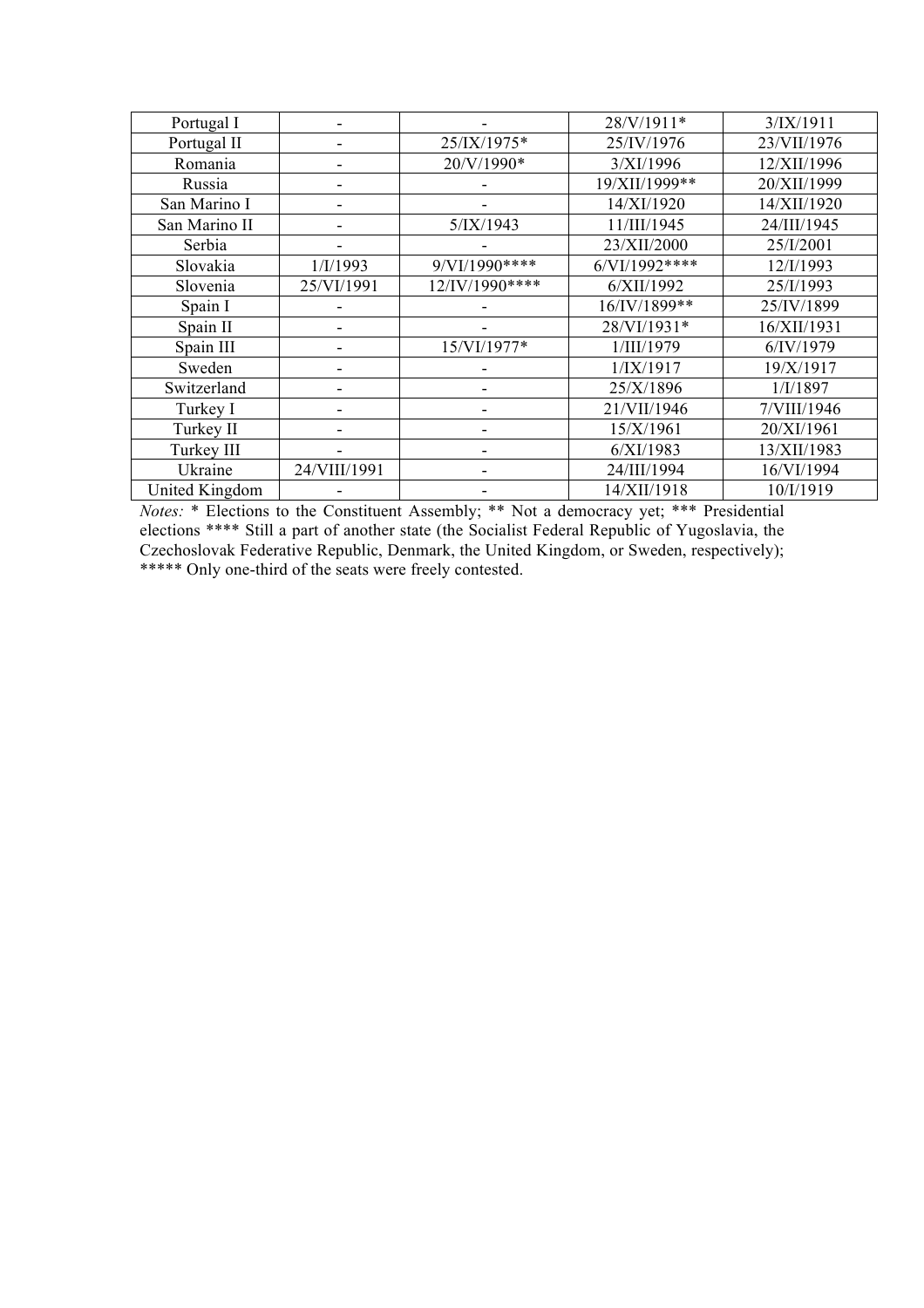| | | | | |
|---|---|---|---|---|
| Portugal I | - | - | 28/V/1911* | 3/IX/1911 |
| Portugal II | - | 25/IX/1975* | 25/IV/1976 | 23/VII/1976 |
| Romania | - | 20/V/1990* | 3/XI/1996 | 12/XII/1996 |
| Russia | - | - | 19/XII/1999** | 20/XII/1999 |
| San Marino I | - | - | 14/XI/1920 | 14/XII/1920 |
| San Marino II | - | 5/IX/1943 | 11/III/1945 | 24/III/1945 |
| Serbia | - | - | 23/XII/2000 | 25/I/2001 |
| Slovakia | 1/I/1993 | 9/VI/1990**** | 6/VI/1992**** | 12/I/1993 |
| Slovenia | 25/VI/1991 | 12/IV/1990**** | 6/XII/1992 | 25/I/1993 |
| Spain I | - | - | 16/IV/1899** | 25/IV/1899 |
| Spain II | - | - | 28/VI/1931* | 16/XII/1931 |
| Spain III | - | 15/VI/1977* | 1/III/1979 | 6/IV/1979 |
| Sweden | - | - | 1/IX/1917 | 19/X/1917 |
| Switzerland | - | - | 25/X/1896 | 1/I/1897 |
| Turkey I | - | - | 21/VII/1946 | 7/VIII/1946 |
| Turkey II | - | - | 15/X/1961 | 20/XI/1961 |
| Turkey III | - | - | 6/XI/1983 | 13/XII/1983 |
| Ukraine | 24/VIII/1991 | - | 24/III/1994 | 16/VI/1994 |
| United Kingdom | - | - | 14/XII/1918 | 10/I/1919 |

*Notes:* * Elections to the Constituent Assembly; ** Not a democracy yet; *** Presidential elections **** Still a part of another state (the Socialist Federal Republic of Yugoslavia, the Czechoslovak Federative Republic, Denmark, the United Kingdom, or Sweden, respectively); ***** Only one-third of the seats were freely contested.